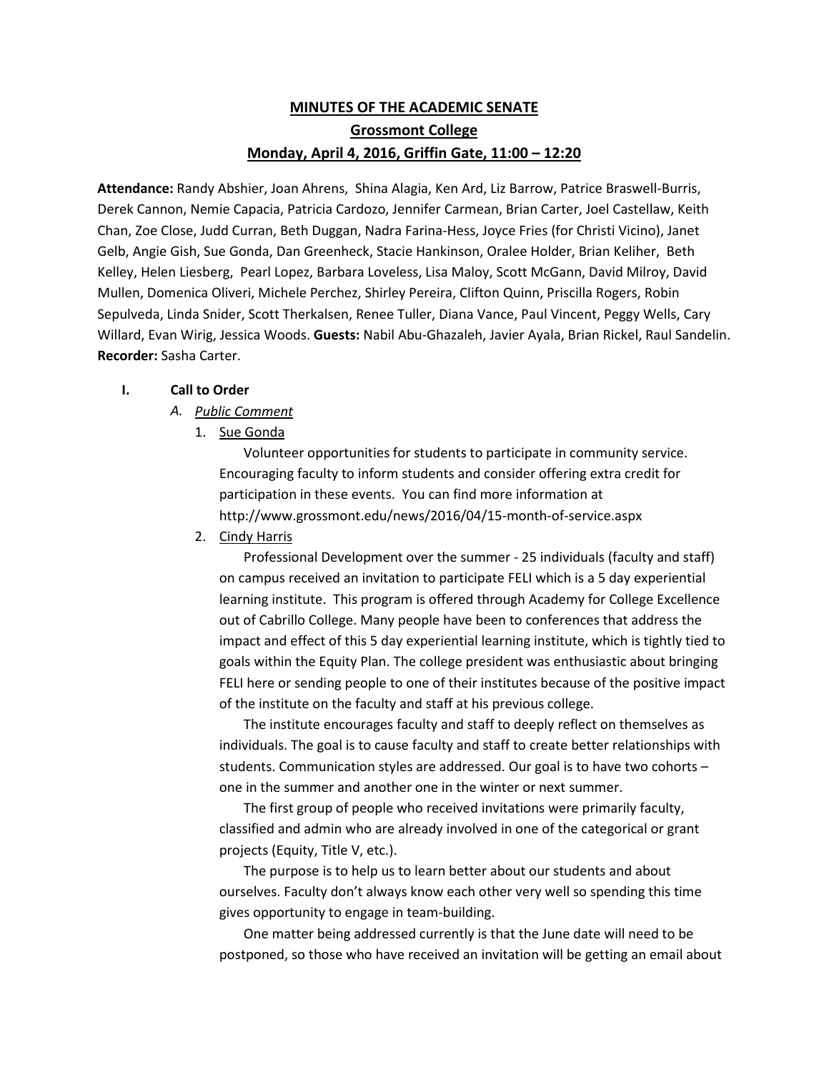# MINUTES OF THE ACADEMIC SENATE

## Grossmont College

### Monday, April 4, 2016, Griffin Gate, 11:00 – 12:20

**Attendance:** Randy Abshier, Joan Ahrens, Shina Alagia, Ken Ard, Liz Barrow, Patrice Braswell-Burris, Derek Cannon, Nemie Capacia, Patricia Cardozo, Jennifer Carmean, Brian Carter, Joel Castellaw, Keith Chan, Zoe Close, Judd Curran, Beth Duggan, Nadra Farina-Hess, Joyce Fries (for Christi Vicino), Janet Gelb, Angie Gish, Sue Gonda, Dan Greenheck, Stacie Hankinson, Oralee Holder, Brian Keliher, Beth Kelley, Helen Liesberg, Pearl Lopez, Barbara Loveless, Lisa Maloy, Scott McGann, David Milroy, David Mullen, Domenica Oliveri, Michele Perchez, Shirley Pereira, Clifton Quinn, Priscilla Rogers, Robin Sepulveda, Linda Snider, Scott Therkalsen, Renee Tuller, Diana Vance, Paul Vincent, Peggy Wells, Cary Willard, Evan Wirig, Jessica Woods. **Guests:** Nabil Abu-Ghazaleh, Javier Ayala, Brian Rickel, Raul Sandelin. **Recorder:** Sasha Carter.

**I. Call to Order**

*A. Public Comment*

1. Sue Gonda

   Volunteer opportunities for students to participate in community service. Encouraging faculty to inform students and consider offering extra credit for participation in these events. You can find more information at http://www.grossmont.edu/news/2016/04/15-month-of-service.aspx

2. Cindy Harris

   Professional Development over the summer - 25 individuals (faculty and staff) on campus received an invitation to participate FELI which is a 5 day experiential learning institute. This program is offered through Academy for College Excellence out of Cabrillo College. Many people have been to conferences that address the impact and effect of this 5 day experiential learning institute, which is tightly tied to goals within the Equity Plan. The college president was enthusiastic about bringing FELI here or sending people to one of their institutes because of the positive impact of the institute on the faculty and staff at his previous college.

   The institute encourages faculty and staff to deeply reflect on themselves as individuals. The goal is to cause faculty and staff to create better relationships with students. Communication styles are addressed. Our goal is to have two cohorts – one in the summer and another one in the winter or next summer.

   The first group of people who received invitations were primarily faculty, classified and admin who are already involved in one of the categorical or grant projects (Equity, Title V, etc.).

   The purpose is to help us to learn better about our students and about ourselves. Faculty don't always know each other very well so spending this time gives opportunity to engage in team-building.

   One matter being addressed currently is that the June date will need to be postponed, so those who have received an invitation will be getting an email about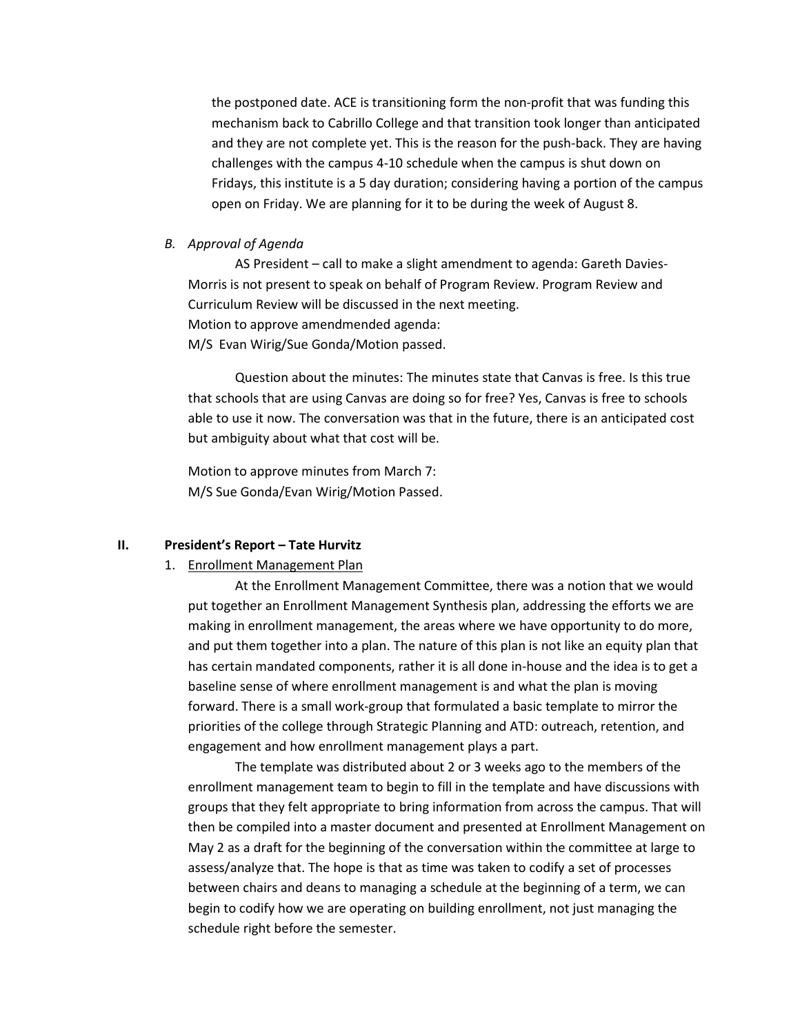the postponed date. ACE is transitioning form the non-profit that was funding this mechanism back to Cabrillo College and that transition took longer than anticipated and they are not complete yet. This is the reason for the push-back. They are having challenges with the campus 4-10 schedule when the campus is shut down on Fridays, this institute is a 5 day duration; considering having a portion of the campus open on Friday. We are planning for it to be during the week of August 8.

*B. Approval of Agenda*

AS President – call to make a slight amendment to agenda: Gareth Davies-Morris is not present to speak on behalf of Program Review. Program Review and Curriculum Review will be discussed in the next meeting.

Motion to approve amendmended agenda:

M/S Evan Wirig/Sue Gonda/Motion passed.

Question about the minutes: The minutes state that Canvas is free. Is this true that schools that are using Canvas are doing so for free? Yes, Canvas is free to schools able to use it now. The conversation was that in the future, there is an anticipated cost but ambiguity about what that cost will be.

Motion to approve minutes from March 7:

M/S Sue Gonda/Evan Wirig/Motion Passed.

## II. President's Report – Tate Hurvitz

1. Enrollment Management Plan

At the Enrollment Management Committee, there was a notion that we would put together an Enrollment Management Synthesis plan, addressing the efforts we are making in enrollment management, the areas where we have opportunity to do more, and put them together into a plan. The nature of this plan is not like an equity plan that has certain mandated components, rather it is all done in-house and the idea is to get a baseline sense of where enrollment management is and what the plan is moving forward. There is a small work-group that formulated a basic template to mirror the priorities of the college through Strategic Planning and ATD: outreach, retention, and engagement and how enrollment management plays a part.

The template was distributed about 2 or 3 weeks ago to the members of the enrollment management team to begin to fill in the template and have discussions with groups that they felt appropriate to bring information from across the campus. That will then be compiled into a master document and presented at Enrollment Management on May 2 as a draft for the beginning of the conversation within the committee at large to assess/analyze that. The hope is that as time was taken to codify a set of processes between chairs and deans to managing a schedule at the beginning of a term, we can begin to codify how we are operating on building enrollment, not just managing the schedule right before the semester.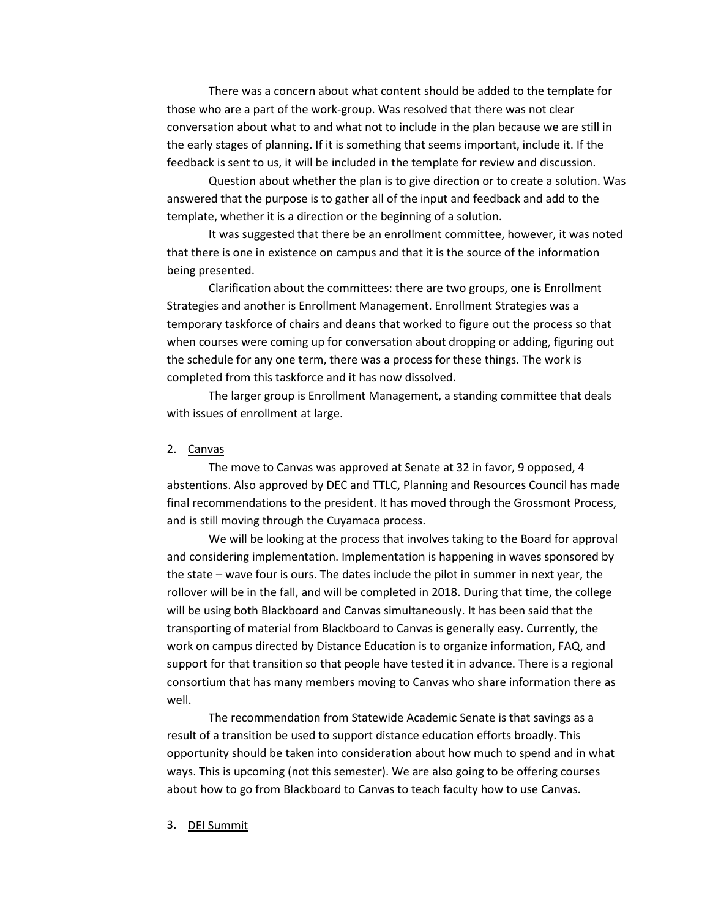There was a concern about what content should be added to the template for those who are a part of the work-group. Was resolved that there was not clear conversation about what to and what not to include in the plan because we are still in the early stages of planning. If it is something that seems important, include it. If the feedback is sent to us, it will be included in the template for review and discussion.

Question about whether the plan is to give direction or to create a solution. Was answered that the purpose is to gather all of the input and feedback and add to the template, whether it is a direction or the beginning of a solution.

It was suggested that there be an enrollment committee, however, it was noted that there is one in existence on campus and that it is the source of the information being presented.

Clarification about the committees: there are two groups, one is Enrollment Strategies and another is Enrollment Management. Enrollment Strategies was a temporary taskforce of chairs and deans that worked to figure out the process so that when courses were coming up for conversation about dropping or adding, figuring out the schedule for any one term, there was a process for these things. The work is completed from this taskforce and it has now dissolved.

The larger group is Enrollment Management, a standing committee that deals with issues of enrollment at large.

2. <u>Canvas</u>

The move to Canvas was approved at Senate at 32 in favor, 9 opposed, 4 abstentions. Also approved by DEC and TTLC, Planning and Resources Council has made final recommendations to the president. It has moved through the Grossmont Process, and is still moving through the Cuyamaca process.

We will be looking at the process that involves taking to the Board for approval and considering implementation. Implementation is happening in waves sponsored by the state – wave four is ours. The dates include the pilot in summer in next year, the rollover will be in the fall, and will be completed in 2018. During that time, the college will be using both Blackboard and Canvas simultaneously. It has been said that the transporting of material from Blackboard to Canvas is generally easy. Currently, the work on campus directed by Distance Education is to organize information, FAQ, and support for that transition so that people have tested it in advance. There is a regional consortium that has many members moving to Canvas who share information there as well.

The recommendation from Statewide Academic Senate is that savings as a result of a transition be used to support distance education efforts broadly. This opportunity should be taken into consideration about how much to spend and in what ways. This is upcoming (not this semester). We are also going to be offering courses about how to go from Blackboard to Canvas to teach faculty how to use Canvas.

3. <u>DEI Summit</u>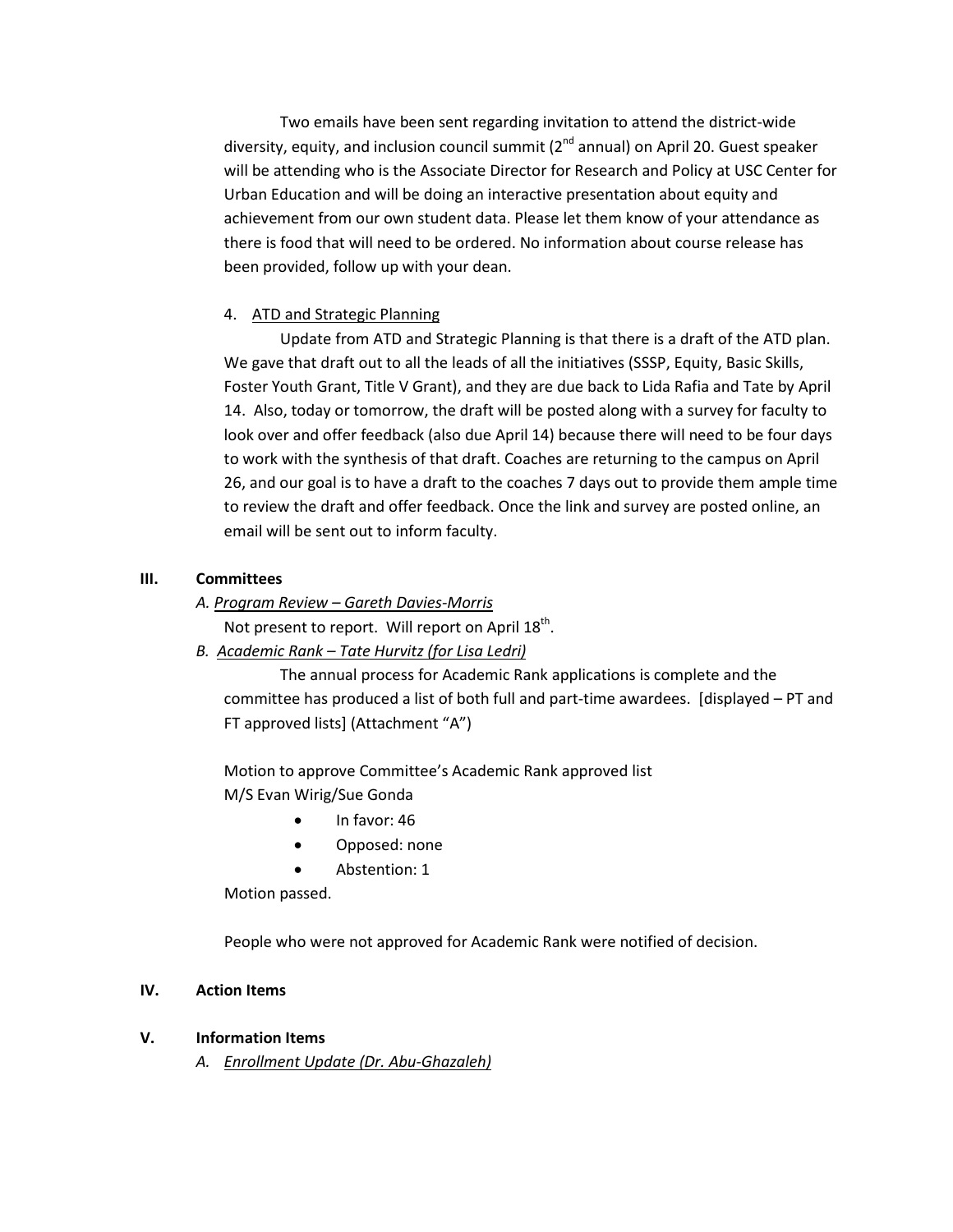Two emails have been sent regarding invitation to attend the district-wide diversity, equity, and inclusion council summit (2nd annual) on April 20. Guest speaker will be attending who is the Associate Director for Research and Policy at USC Center for Urban Education and will be doing an interactive presentation about equity and achievement from our own student data. Please let them know of your attendance as there is food that will need to be ordered. No information about course release has been provided, follow up with your dean.

4. <u>ATD and Strategic Planning</u>

Update from ATD and Strategic Planning is that there is a draft of the ATD plan. We gave that draft out to all the leads of all the initiatives (SSSP, Equity, Basic Skills, Foster Youth Grant, Title V Grant), and they are due back to Lida Rafia and Tate by April 14. Also, today or tomorrow, the draft will be posted along with a survey for faculty to look over and offer feedback (also due April 14) because there will need to be four days to work with the synthesis of that draft. Coaches are returning to the campus on April 26, and our goal is to have a draft to the coaches 7 days out to provide them ample time to review the draft and offer feedback. Once the link and survey are posted online, an email will be sent out to inform faculty.

## III. Committees

*A. <u>Program Review – Gareth Davies-Morris</u>*

Not present to report. Will report on April 18th.

*B. <u>Academic Rank – Tate Hurvitz (for Lisa Ledri)</u>*

The annual process for Academic Rank applications is complete and the committee has produced a list of both full and part-time awardees. [displayed – PT and FT approved lists] (Attachment "A")

Motion to approve Committee's Academic Rank approved list
M/S Evan Wirig/Sue Gonda

- In favor: 46
- Opposed: none
- Abstention: 1

Motion passed.

People who were not approved for Academic Rank were notified of decision.

## IV. Action Items

## V. Information Items

*A. <u>Enrollment Update (Dr. Abu-Ghazaleh)</u>*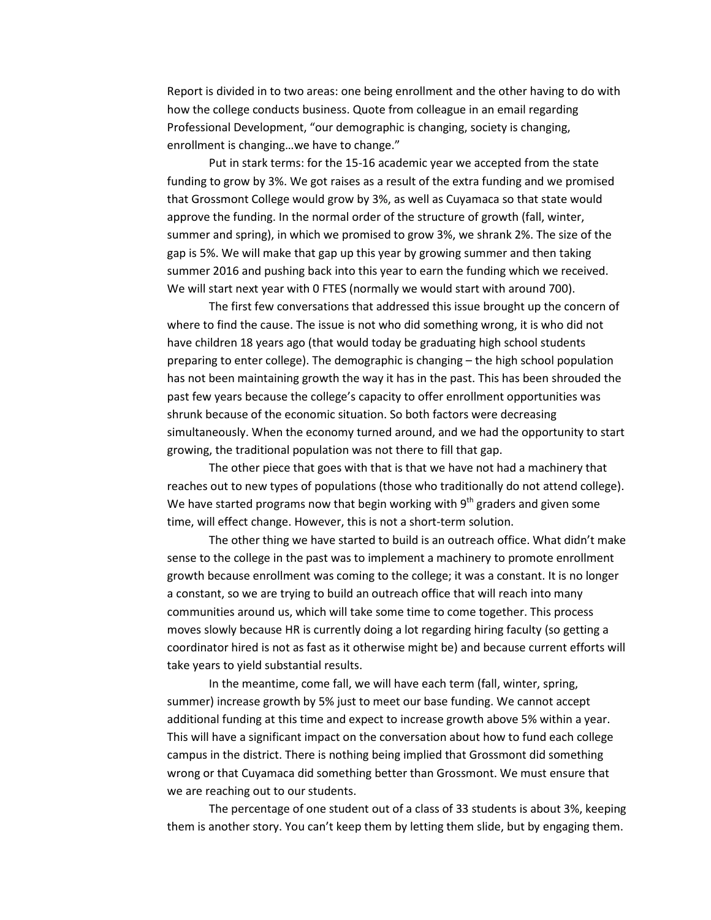Report is divided in to two areas: one being enrollment and the other having to do with how the college conducts business. Quote from colleague in an email regarding Professional Development, "our demographic is changing, society is changing, enrollment is changing…we have to change."

Put in stark terms: for the 15-16 academic year we accepted from the state funding to grow by 3%. We got raises as a result of the extra funding and we promised that Grossmont College would grow by 3%, as well as Cuyamaca so that state would approve the funding. In the normal order of the structure of growth (fall, winter, summer and spring), in which we promised to grow 3%, we shrank 2%. The size of the gap is 5%. We will make that gap up this year by growing summer and then taking summer 2016 and pushing back into this year to earn the funding which we received. We will start next year with 0 FTES (normally we would start with around 700).

The first few conversations that addressed this issue brought up the concern of where to find the cause. The issue is not who did something wrong, it is who did not have children 18 years ago (that would today be graduating high school students preparing to enter college). The demographic is changing – the high school population has not been maintaining growth the way it has in the past. This has been shrouded the past few years because the college's capacity to offer enrollment opportunities was shrunk because of the economic situation. So both factors were decreasing simultaneously. When the economy turned around, and we had the opportunity to start growing, the traditional population was not there to fill that gap.

The other piece that goes with that is that we have not had a machinery that reaches out to new types of populations (those who traditionally do not attend college). We have started programs now that begin working with 9th graders and given some time, will effect change. However, this is not a short-term solution.

The other thing we have started to build is an outreach office. What didn't make sense to the college in the past was to implement a machinery to promote enrollment growth because enrollment was coming to the college; it was a constant. It is no longer a constant, so we are trying to build an outreach office that will reach into many communities around us, which will take some time to come together. This process moves slowly because HR is currently doing a lot regarding hiring faculty (so getting a coordinator hired is not as fast as it otherwise might be) and because current efforts will take years to yield substantial results.

In the meantime, come fall, we will have each term (fall, winter, spring, summer) increase growth by 5% just to meet our base funding. We cannot accept additional funding at this time and expect to increase growth above 5% within a year. This will have a significant impact on the conversation about how to fund each college campus in the district. There is nothing being implied that Grossmont did something wrong or that Cuyamaca did something better than Grossmont. We must ensure that we are reaching out to our students.

The percentage of one student out of a class of 33 students is about 3%, keeping them is another story. You can't keep them by letting them slide, but by engaging them.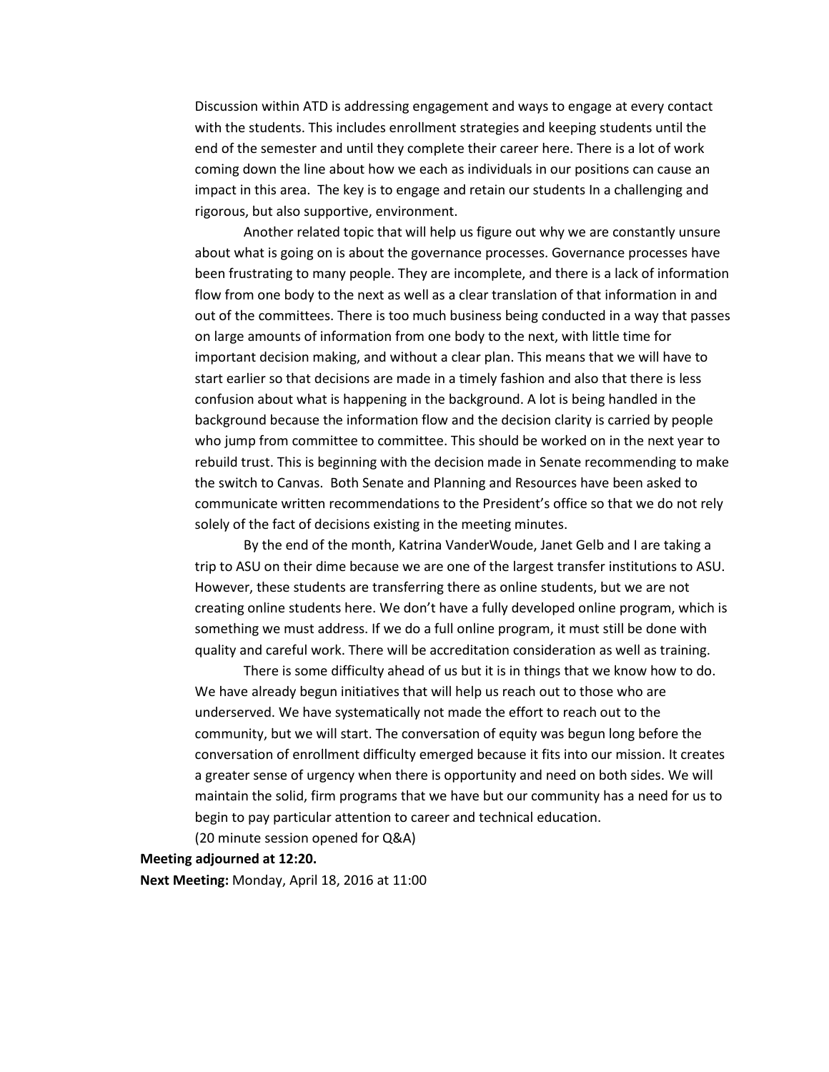Discussion within ATD is addressing engagement and ways to engage at every contact with the students. This includes enrollment strategies and keeping students until the end of the semester and until they complete their career here. There is a lot of work coming down the line about how we each as individuals in our positions can cause an impact in this area. The key is to engage and retain our students In a challenging and rigorous, but also supportive, environment.

Another related topic that will help us figure out why we are constantly unsure about what is going on is about the governance processes. Governance processes have been frustrating to many people. They are incomplete, and there is a lack of information flow from one body to the next as well as a clear translation of that information in and out of the committees. There is too much business being conducted in a way that passes on large amounts of information from one body to the next, with little time for important decision making, and without a clear plan. This means that we will have to start earlier so that decisions are made in a timely fashion and also that there is less confusion about what is happening in the background. A lot is being handled in the background because the information flow and the decision clarity is carried by people who jump from committee to committee. This should be worked on in the next year to rebuild trust. This is beginning with the decision made in Senate recommending to make the switch to Canvas. Both Senate and Planning and Resources have been asked to communicate written recommendations to the President's office so that we do not rely solely of the fact of decisions existing in the meeting minutes.

By the end of the month, Katrina VanderWoude, Janet Gelb and I are taking a trip to ASU on their dime because we are one of the largest transfer institutions to ASU. However, these students are transferring there as online students, but we are not creating online students here. We don't have a fully developed online program, which is something we must address. If we do a full online program, it must still be done with quality and careful work. There will be accreditation consideration as well as training.

There is some difficulty ahead of us but it is in things that we know how to do. We have already begun initiatives that will help us reach out to those who are underserved. We have systematically not made the effort to reach out to the community, but we will start. The conversation of equity was begun long before the conversation of enrollment difficulty emerged because it fits into our mission. It creates a greater sense of urgency when there is opportunity and need on both sides. We will maintain the solid, firm programs that we have but our community has a need for us to begin to pay particular attention to career and technical education.

(20 minute session opened for Q&A)

**Meeting adjourned at 12:20.**

**Next Meeting:** Monday, April 18, 2016 at 11:00